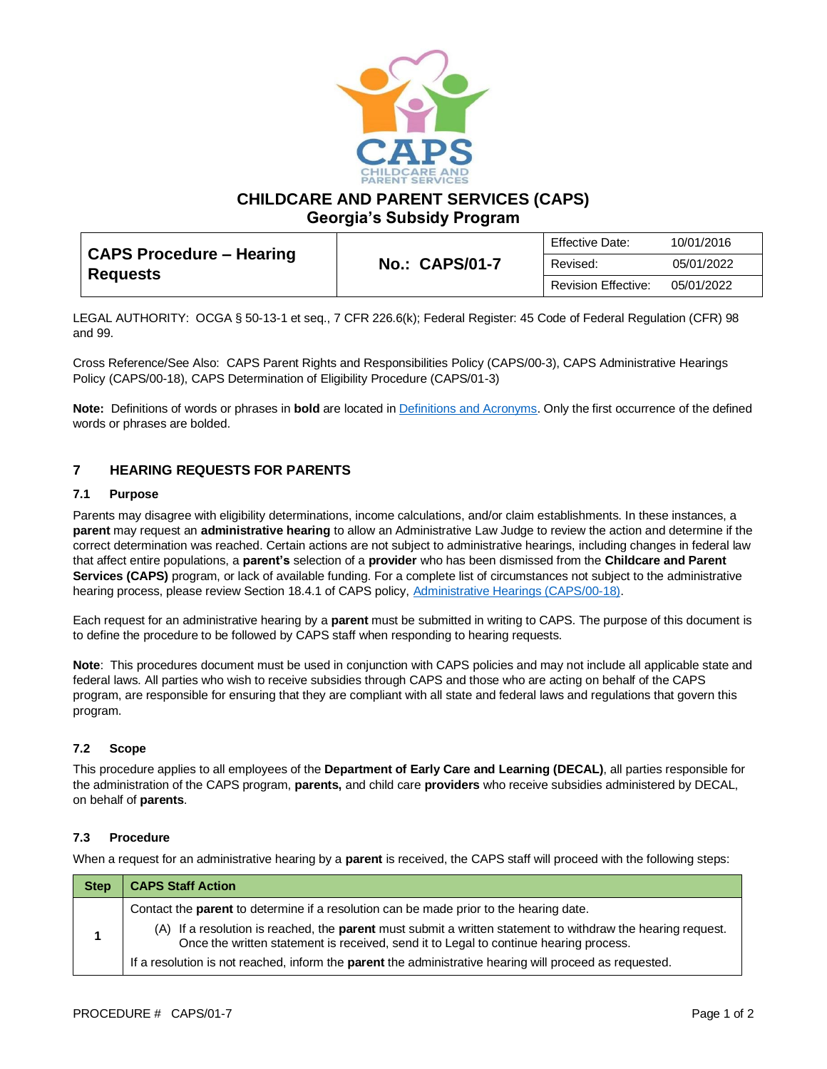# CHILDCARE AND PARENT SERVICES (CAPS)
## Georgia's Subsidy Program

| CAPS Procedure – Hearing Requests | No.: CAPS/01-7 | Effective Date: | 10/01/2016 |
|---|---|---|---|
| | | Revised: | 05/01/2022 |
| | | Revision Effective: | 05/01/2022 |

LEGAL AUTHORITY: OCGA § 50-13-1 et seq., 7 CFR 226.6(k); Federal Register: 45 Code of Federal Regulation (CFR) 98 and 99.

Cross Reference/See Also: CAPS Parent Rights and Responsibilities Policy (CAPS/00-3), CAPS Administrative Hearings Policy (CAPS/00-18), CAPS Determination of Eligibility Procedure (CAPS/01-3)

**Note:** Definitions of words or phrases in **bold** are located in Definitions and Acronyms. Only the first occurrence of the defined words or phrases are bolded.

## 7 HEARING REQUESTS FOR PARENTS

### 7.1 Purpose

Parents may disagree with eligibility determinations, income calculations, and/or claim establishments. In these instances, a **parent** may request an **administrative hearing** to allow an Administrative Law Judge to review the action and determine if the correct determination was reached. Certain actions are not subject to administrative hearings, including changes in federal law that affect entire populations, a **parent's** selection of a **provider** who has been dismissed from the **Childcare and Parent Services (CAPS)** program, or lack of available funding. For a complete list of circumstances not subject to the administrative hearing process, please review Section 18.4.1 of CAPS policy, Administrative Hearings (CAPS/00-18).

Each request for an administrative hearing by a **parent** must be submitted in writing to CAPS. The purpose of this document is to define the procedure to be followed by CAPS staff when responding to hearing requests.

**Note**: This procedures document must be used in conjunction with CAPS policies and may not include all applicable state and federal laws. All parties who wish to receive subsidies through CAPS and those who are acting on behalf of the CAPS program, are responsible for ensuring that they are compliant with all state and federal laws and regulations that govern this program.

### 7.2 Scope

This procedure applies to all employees of the **Department of Early Care and Learning (DECAL)**, all parties responsible for the administration of the CAPS program, **parents,** and child care **providers** who receive subsidies administered by DECAL, on behalf of **parents**.

### 7.3 Procedure

When a request for an administrative hearing by a **parent** is received, the CAPS staff will proceed with the following steps:

| Step | CAPS Staff Action |
|---|---|
| 1 | Contact the **parent** to determine if a resolution can be made prior to the hearing date.<br>(A) If a resolution is reached, the **parent** must submit a written statement to withdraw the hearing request. Once the written statement is received, send it to Legal to continue hearing process.<br>If a resolution is not reached, inform the **parent** the administrative hearing will proceed as requested. |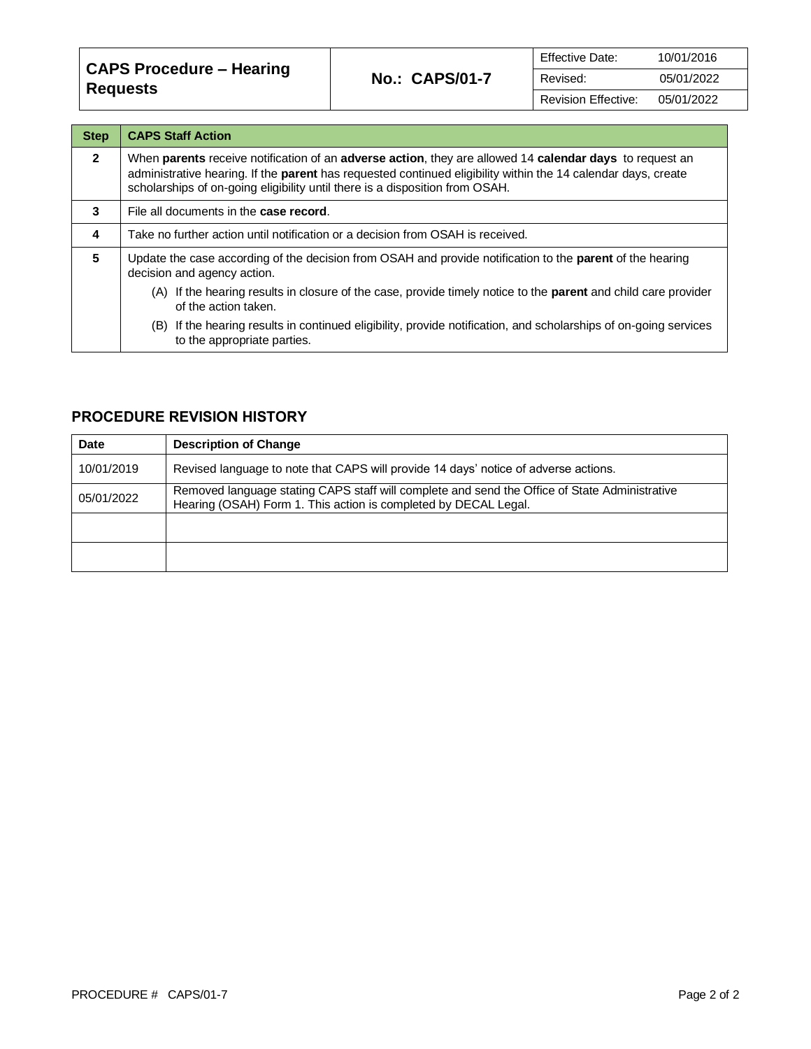| CAPS Procedure – Hearing Requests | No.: CAPS/01-7 | Effective Date: | 10/01/2016 |
|---|---|---|---|
| | | Revised: | 05/01/2022 |
| | | Revision Effective: | 05/01/2022 |

| Step | CAPS Staff Action |
|---|---|
| **2** | When **parents** receive notification of an **adverse action**, they are allowed 14 **calendar days** to request an administrative hearing. If the **parent** has requested continued eligibility within the 14 calendar days, create scholarships of on-going eligibility until there is a disposition from OSAH. |
| **3** | File all documents in the **case record**. |
| **4** | Take no further action until notification or a decision from OSAH is received. |
| **5** | Update the case according of the decision from OSAH and provide notification to the **parent** of the hearing decision and agency action.<br>(A) If the hearing results in closure of the case, provide timely notice to the **parent** and child care provider of the action taken.<br>(B) If the hearing results in continued eligibility, provide notification, and scholarships of on-going services to the appropriate parties. |

## PROCEDURE REVISION HISTORY

| Date | Description of Change |
|---|---|
| 10/01/2019 | Revised language to note that CAPS will provide 14 days' notice of adverse actions. |
| 05/01/2022 | Removed language stating CAPS staff will complete and send the Office of State Administrative Hearing (OSAH) Form 1. This action is completed by DECAL Legal. |
| | |
| | |